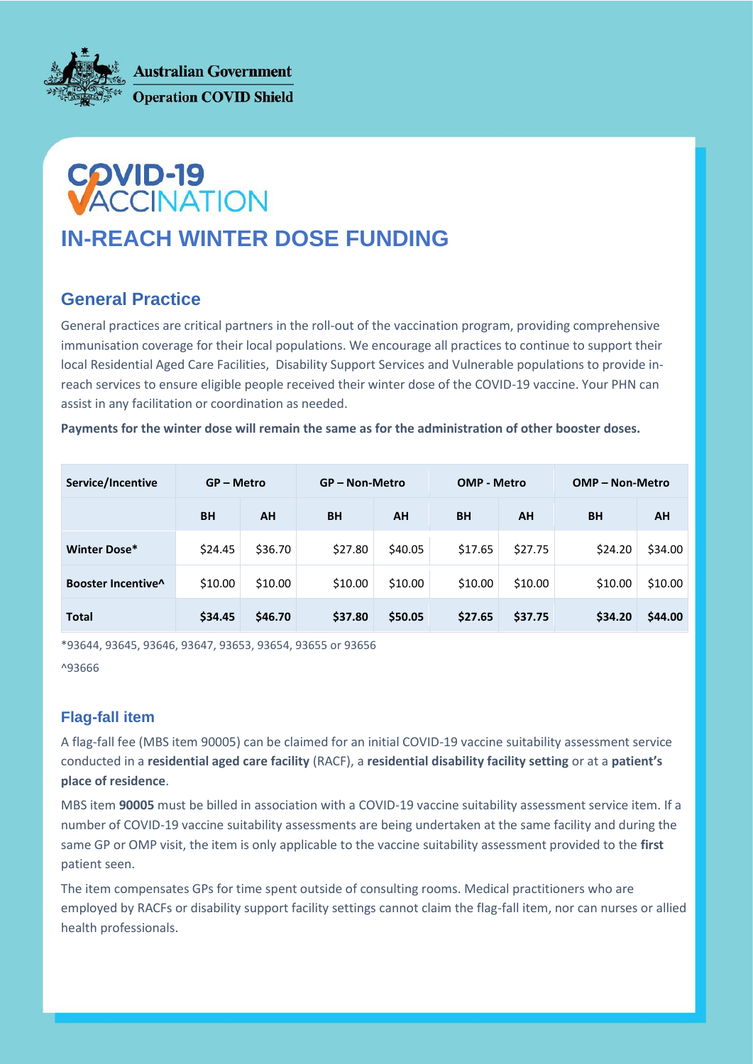Australian Government
Operation COVID Shield

# COVID-19 VACCINATION

# IN-REACH WINTER DOSE FUNDING

## General Practice

General practices are critical partners in the roll-out of the vaccination program, providing comprehensive immunisation coverage for their local populations. We encourage all practices to continue to support their local Residential Aged Care Facilities, Disability Support Services and Vulnerable populations to provide in-reach services to ensure eligible people received their winter dose of the COVID-19 vaccine. Your PHN can assist in any facilitation or coordination as needed.

**Payments for the winter dose will remain the same as for the administration of other booster doses.**

| Service/Incentive | GP – Metro | | GP – Non-Metro | | OMP - Metro | | OMP – Non-Metro | |
|---|---|---|---|---|---|---|---|---|
| | BH | AH | BH | AH | BH | AH | BH | AH |
| **Winter Dose*** | $24.45 | $36.70 | $27.80 | $40.05 | $17.65 | $27.75 | $24.20 | $34.00 |
| **Booster Incentive^** | $10.00 | $10.00 | $10.00 | $10.00 | $10.00 | $10.00 | $10.00 | $10.00 |
| **Total** | **$34.45** | **$46.70** | **$37.80** | **$50.05** | **$27.65** | **$37.75** | **$34.20** | **$44.00** |

*93644, 93645, 93646, 93647, 93653, 93654, 93655 or 93656

^93666

## Flag-fall item

A flag-fall fee (MBS item 90005) can be claimed for an initial COVID-19 vaccine suitability assessment service conducted in a **residential aged care facility** (RACF), a **residential disability facility setting** or at a **patient's place of residence**.

MBS item **90005** must be billed in association with a COVID-19 vaccine suitability assessment service item. If a number of COVID-19 vaccine suitability assessments are being undertaken at the same facility and during the same GP or OMP visit, the item is only applicable to the vaccine suitability assessment provided to the **first** patient seen.

The item compensates GPs for time spent outside of consulting rooms. Medical practitioners who are employed by RACFs or disability support facility settings cannot claim the flag-fall item, nor can nurses or allied health professionals.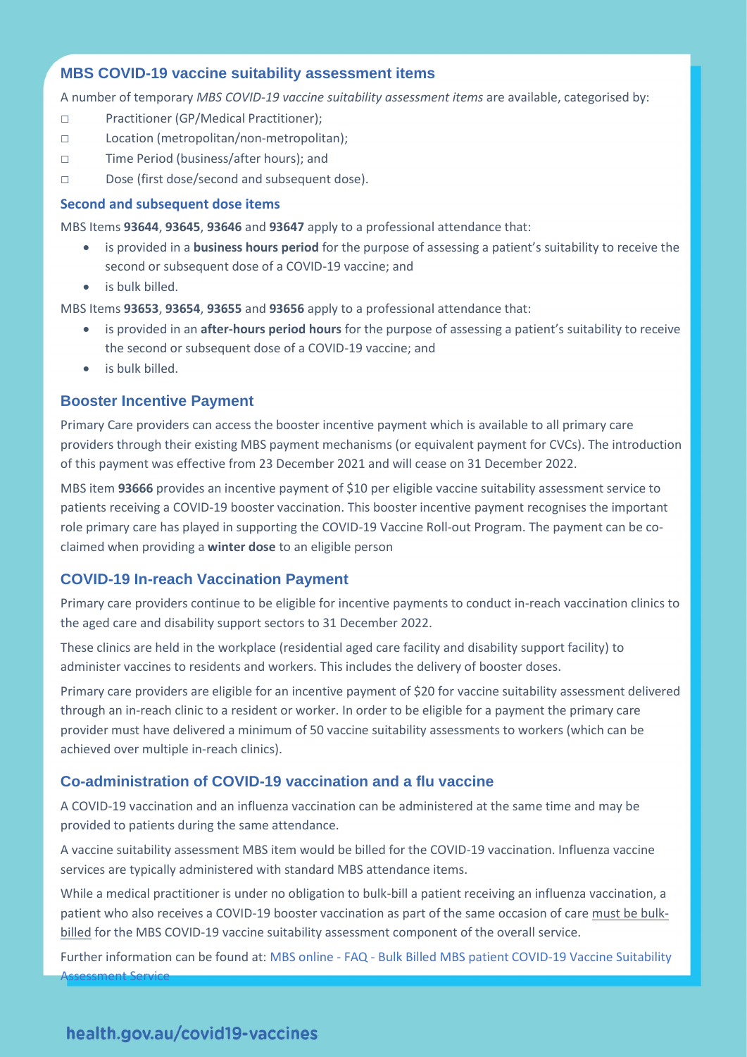## MBS COVID-19 vaccine suitability assessment items

A number of temporary *MBS COVID-19 vaccine suitability assessment items* are available, categorised by:

- □ Practitioner (GP/Medical Practitioner);
- □ Location (metropolitan/non-metropolitan);
- □ Time Period (business/after hours); and
- □ Dose (first dose/second and subsequent dose).

### Second and subsequent dose items

MBS Items **93644**, **93645**, **93646** and **93647** apply to a professional attendance that:

- is provided in a **business hours period** for the purpose of assessing a patient's suitability to receive the second or subsequent dose of a COVID-19 vaccine; and
- is bulk billed.

MBS Items **93653**, **93654**, **93655** and **93656** apply to a professional attendance that:

- is provided in an **after-hours period hours** for the purpose of assessing a patient's suitability to receive the second or subsequent dose of a COVID-19 vaccine; and
- is bulk billed.

## Booster Incentive Payment

Primary Care providers can access the booster incentive payment which is available to all primary care providers through their existing MBS payment mechanisms (or equivalent payment for CVCs). The introduction of this payment was effective from 23 December 2021 and will cease on 31 December 2022.

MBS item **93666** provides an incentive payment of $10 per eligible vaccine suitability assessment service to patients receiving a COVID-19 booster vaccination. This booster incentive payment recognises the important role primary care has played in supporting the COVID-19 Vaccine Roll-out Program. The payment can be co-claimed when providing a **winter dose** to an eligible person

## COVID-19 In-reach Vaccination Payment

Primary care providers continue to be eligible for incentive payments to conduct in-reach vaccination clinics to the aged care and disability support sectors to 31 December 2022.

These clinics are held in the workplace (residential aged care facility and disability support facility) to administer vaccines to residents and workers. This includes the delivery of booster doses.

Primary care providers are eligible for an incentive payment of $20 for vaccine suitability assessment delivered through an in-reach clinic to a resident or worker. In order to be eligible for a payment the primary care provider must have delivered a minimum of 50 vaccine suitability assessments to workers (which can be achieved over multiple in-reach clinics).

## Co-administration of COVID-19 vaccination and a flu vaccine

A COVID-19 vaccination and an influenza vaccination can be administered at the same time and may be provided to patients during the same attendance.

A vaccine suitability assessment MBS item would be billed for the COVID-19 vaccination. Influenza vaccine services are typically administered with standard MBS attendance items.

While a medical practitioner is under no obligation to bulk-bill a patient receiving an influenza vaccination, a patient who also receives a COVID-19 booster vaccination as part of the same occasion of care must be bulk-billed for the MBS COVID-19 vaccine suitability assessment component of the overall service.

Further information can be found at: MBS online - FAQ - Bulk Billed MBS patient COVID-19 Vaccine Suitability Assessment Service

health.gov.au/covid19-vaccines